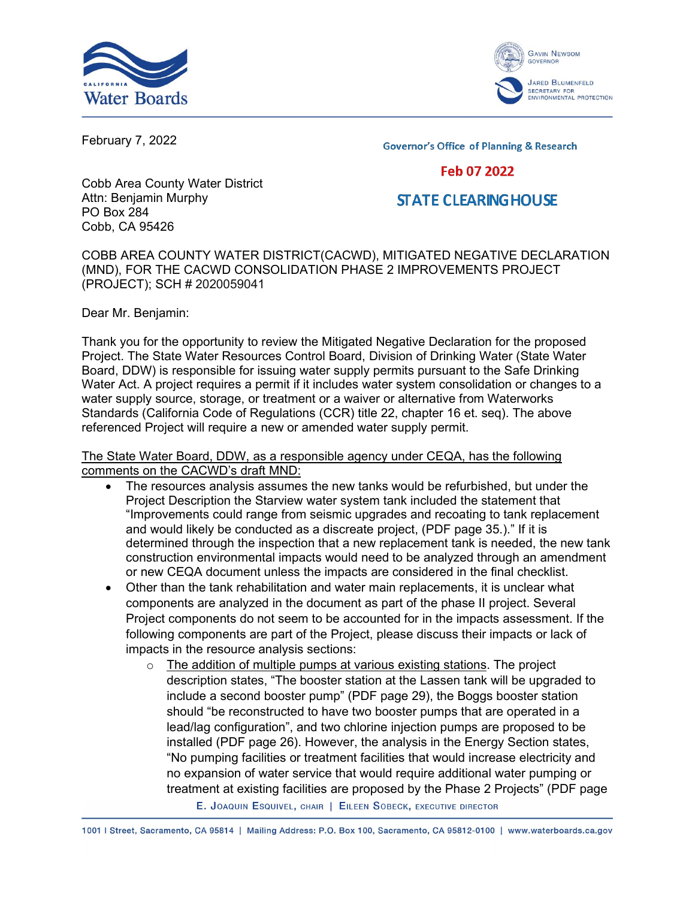California Water Boards

Gavin Newsom, Governor

Jared Blumenfeld, Secretary for Environmental Protection

February 7, 2022

Governor's Office of Planning & Research

Feb 07 2022

STATE CLEARINGHOUSE

Cobb Area County Water District
Attn: Benjamin Murphy
PO Box 284
Cobb, CA 95426

COBB AREA COUNTY WATER DISTRICT(CACWD), MITIGATED NEGATIVE DECLARATION (MND), FOR THE CACWD CONSOLIDATION PHASE 2 IMPROVEMENTS PROJECT (PROJECT); SCH # 2020059041

Dear Mr. Benjamin:

Thank you for the opportunity to review the Mitigated Negative Declaration for the proposed Project. The State Water Resources Control Board, Division of Drinking Water (State Water Board, DDW) is responsible for issuing water supply permits pursuant to the Safe Drinking Water Act. A project requires a permit if it includes water system consolidation or changes to a water supply source, storage, or treatment or a waiver or alternative from Waterworks Standards (California Code of Regulations (CCR) title 22, chapter 16 et. seq). The above referenced Project will require a new or amended water supply permit.

<u>The State Water Board, DDW, as a responsible agency under CEQA, has the following comments on the CACWD's draft MND:</u>

- The resources analysis assumes the new tanks would be refurbished, but under the Project Description the Starview water system tank included the statement that "Improvements could range from seismic upgrades and recoating to tank replacement and would likely be conducted as a discreate project, (PDF page 35.)." If it is determined through the inspection that a new replacement tank is needed, the new tank construction environmental impacts would need to be analyzed through an amendment or new CEQA document unless the impacts are considered in the final checklist.
- Other than the tank rehabilitation and water main replacements, it is unclear what components are analyzed in the document as part of the phase II project. Several Project components do not seem to be accounted for in the impacts assessment. If the following components are part of the Project, please discuss their impacts or lack of impacts in the resource analysis sections:
  - <u>The addition of multiple pumps at various existing stations</u>. The project description states, "The booster station at the Lassen tank will be upgraded to include a second booster pump" (PDF page 29), the Boggs booster station should "be reconstructed to have two booster pumps that are operated in a lead/lag configuration", and two chlorine injection pumps are proposed to be installed (PDF page 26). However, the analysis in the Energy Section states, "No pumping facilities or treatment facilities that would increase electricity and no expansion of water service that would require additional water pumping or treatment at existing facilities are proposed by the Phase 2 Projects" (PDF page

E. Joaquin Esquivel, chair | Eileen Sobeck, executive director

1001 I Street, Sacramento, CA 95814 | Mailing Address: P.O. Box 100, Sacramento, CA 95812-0100 | www.waterboards.ca.gov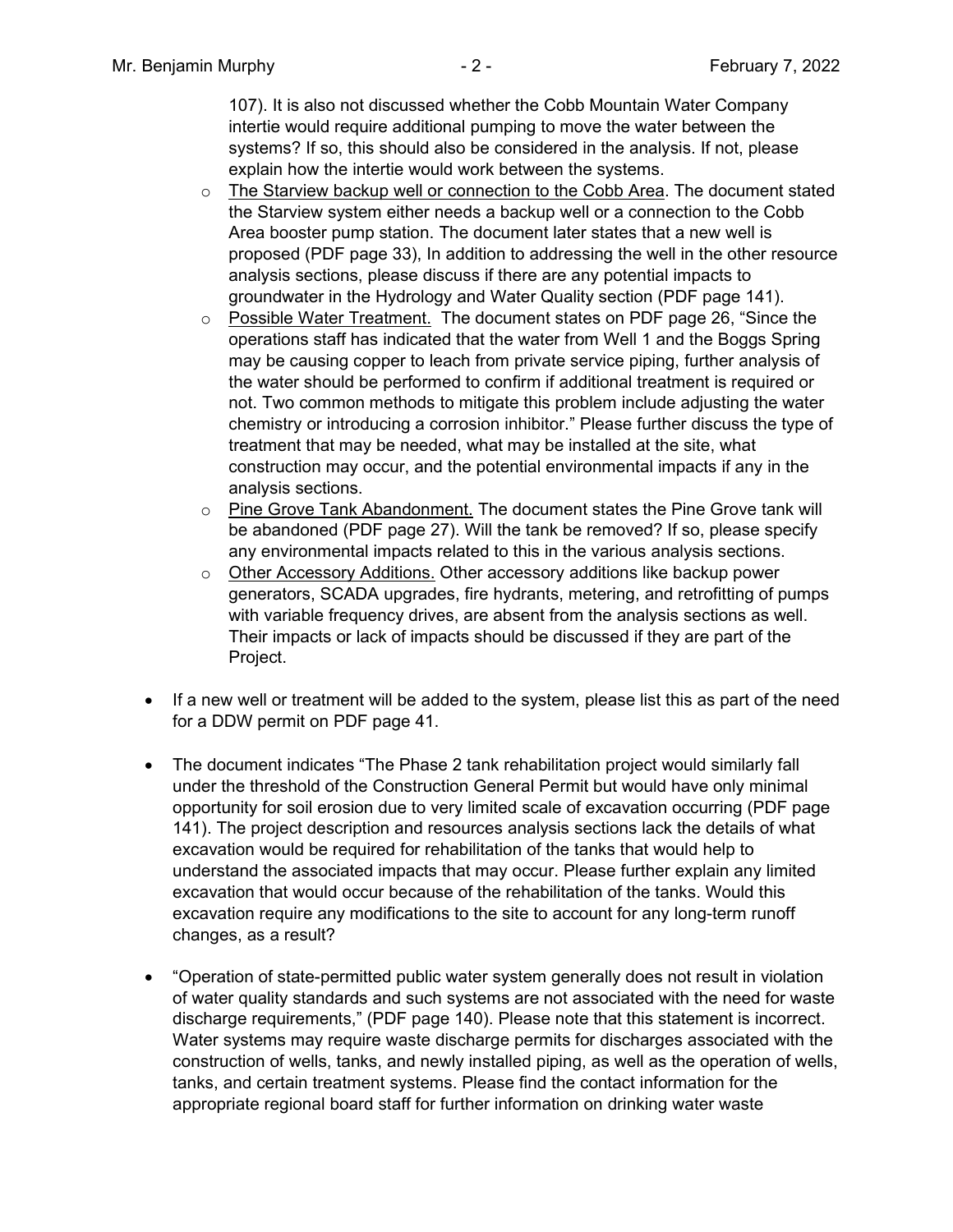107). It is also not discussed whether the Cobb Mountain Water Company intertie would require additional pumping to move the water between the systems? If so, this should also be considered in the analysis. If not, please explain how the intertie would work between the systems.

  - The Starview backup well or connection to the Cobb Area. The document stated the Starview system either needs a backup well or a connection to the Cobb Area booster pump station. The document later states that a new well is proposed (PDF page 33), In addition to addressing the well in the other resource analysis sections, please discuss if there are any potential impacts to groundwater in the Hydrology and Water Quality section (PDF page 141).
  - Possible Water Treatment. The document states on PDF page 26, "Since the operations staff has indicated that the water from Well 1 and the Boggs Spring may be causing copper to leach from private service piping, further analysis of the water should be performed to confirm if additional treatment is required or not. Two common methods to mitigate this problem include adjusting the water chemistry or introducing a corrosion inhibitor." Please further discuss the type of treatment that may be needed, what may be installed at the site, what construction may occur, and the potential environmental impacts if any in the analysis sections.
  - Pine Grove Tank Abandonment. The document states the Pine Grove tank will be abandoned (PDF page 27). Will the tank be removed? If so, please specify any environmental impacts related to this in the various analysis sections.
  - Other Accessory Additions. Other accessory additions like backup power generators, SCADA upgrades, fire hydrants, metering, and retrofitting of pumps with variable frequency drives, are absent from the analysis sections as well. Their impacts or lack of impacts should be discussed if they are part of the Project.

- If a new well or treatment will be added to the system, please list this as part of the need for a DDW permit on PDF page 41.

- The document indicates "The Phase 2 tank rehabilitation project would similarly fall under the threshold of the Construction General Permit but would have only minimal opportunity for soil erosion due to very limited scale of excavation occurring (PDF page 141). The project description and resources analysis sections lack the details of what excavation would be required for rehabilitation of the tanks that would help to understand the associated impacts that may occur. Please further explain any limited excavation that would occur because of the rehabilitation of the tanks. Would this excavation require any modifications to the site to account for any long-term runoff changes, as a result?

- "Operation of state-permitted public water system generally does not result in violation of water quality standards and such systems are not associated with the need for waste discharge requirements," (PDF page 140). Please note that this statement is incorrect. Water systems may require waste discharge permits for discharges associated with the construction of wells, tanks, and newly installed piping, as well as the operation of wells, tanks, and certain treatment systems. Please find the contact information for the appropriate regional board staff for further information on drinking water waste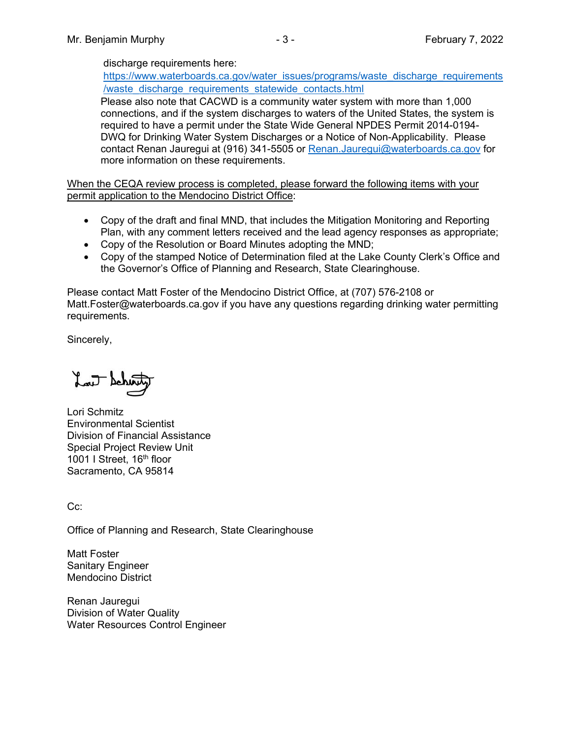discharge requirements here: https://www.waterboards.ca.gov/water_issues/programs/waste_discharge_requirements/waste_discharge_requirements_statewide_contacts.html

Please also note that CACWD is a community water system with more than 1,000 connections, and if the system discharges to waters of the United States, the system is required to have a permit under the State Wide General NPDES Permit 2014-0194-DWQ for Drinking Water System Discharges or a Notice of Non-Applicability. Please contact Renan Jauregui at (916) 341-5505 or Renan.Jauregui@waterboards.ca.gov for more information on these requirements.

When the CEQA review process is completed, please forward the following items with your permit application to the Mendocino District Office:

- Copy of the draft and final MND, that includes the Mitigation Monitoring and Reporting Plan, with any comment letters received and the lead agency responses as appropriate;
- Copy of the Resolution or Board Minutes adopting the MND;
- Copy of the stamped Notice of Determination filed at the Lake County Clerk's Office and the Governor's Office of Planning and Research, State Clearinghouse.

Please contact Matt Foster of the Mendocino District Office, at (707) 576-2108 or Matt.Foster@waterboards.ca.gov if you have any questions regarding drinking water permitting requirements.

Sincerely,

Lori Schmitz
Environmental Scientist
Division of Financial Assistance
Special Project Review Unit
1001 I Street, 16th floor
Sacramento, CA 95814

Cc:

Office of Planning and Research, State Clearinghouse

Matt Foster
Sanitary Engineer
Mendocino District

Renan Jauregui
Division of Water Quality
Water Resources Control Engineer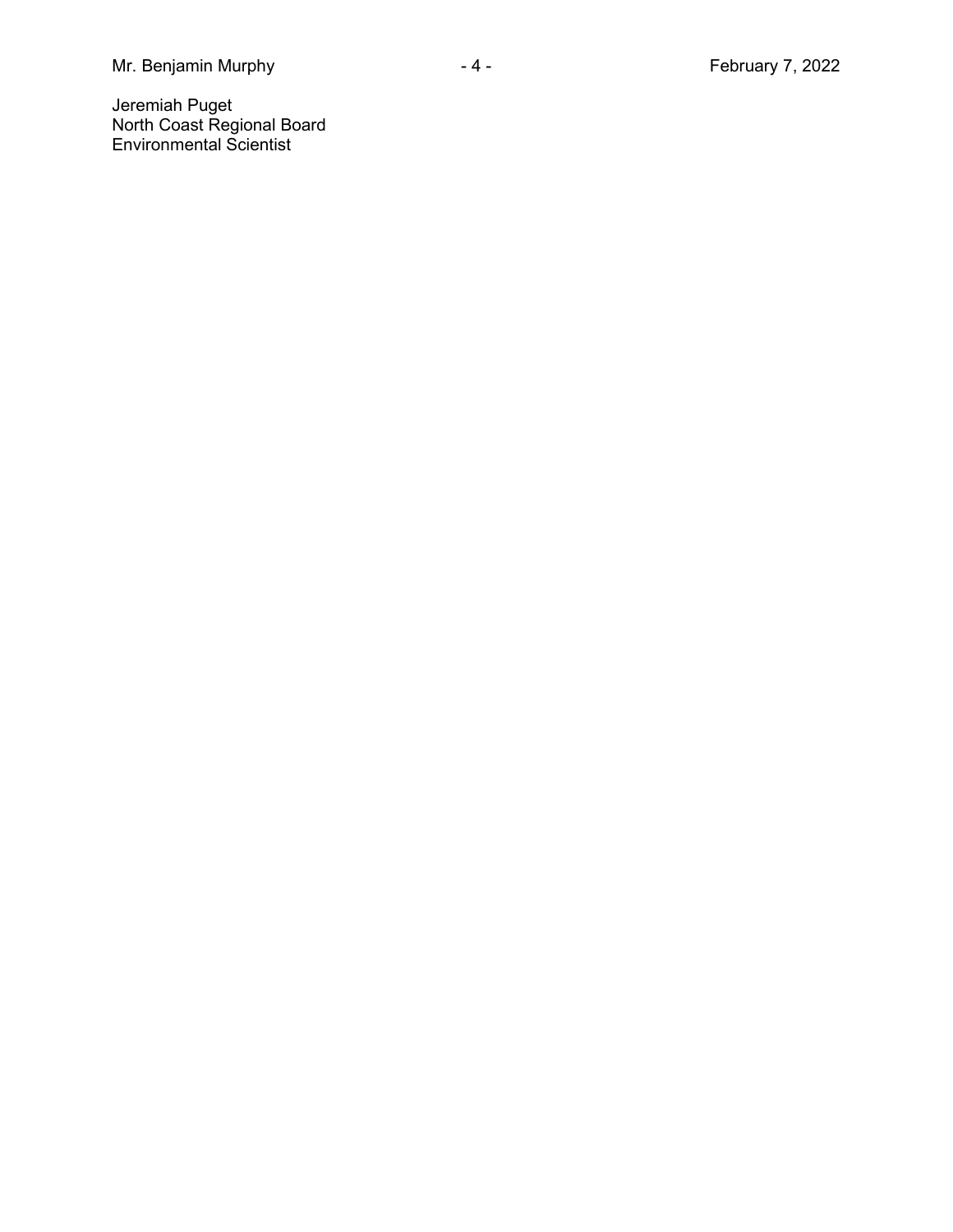Jeremiah Puget
North Coast Regional Board
Environmental Scientist